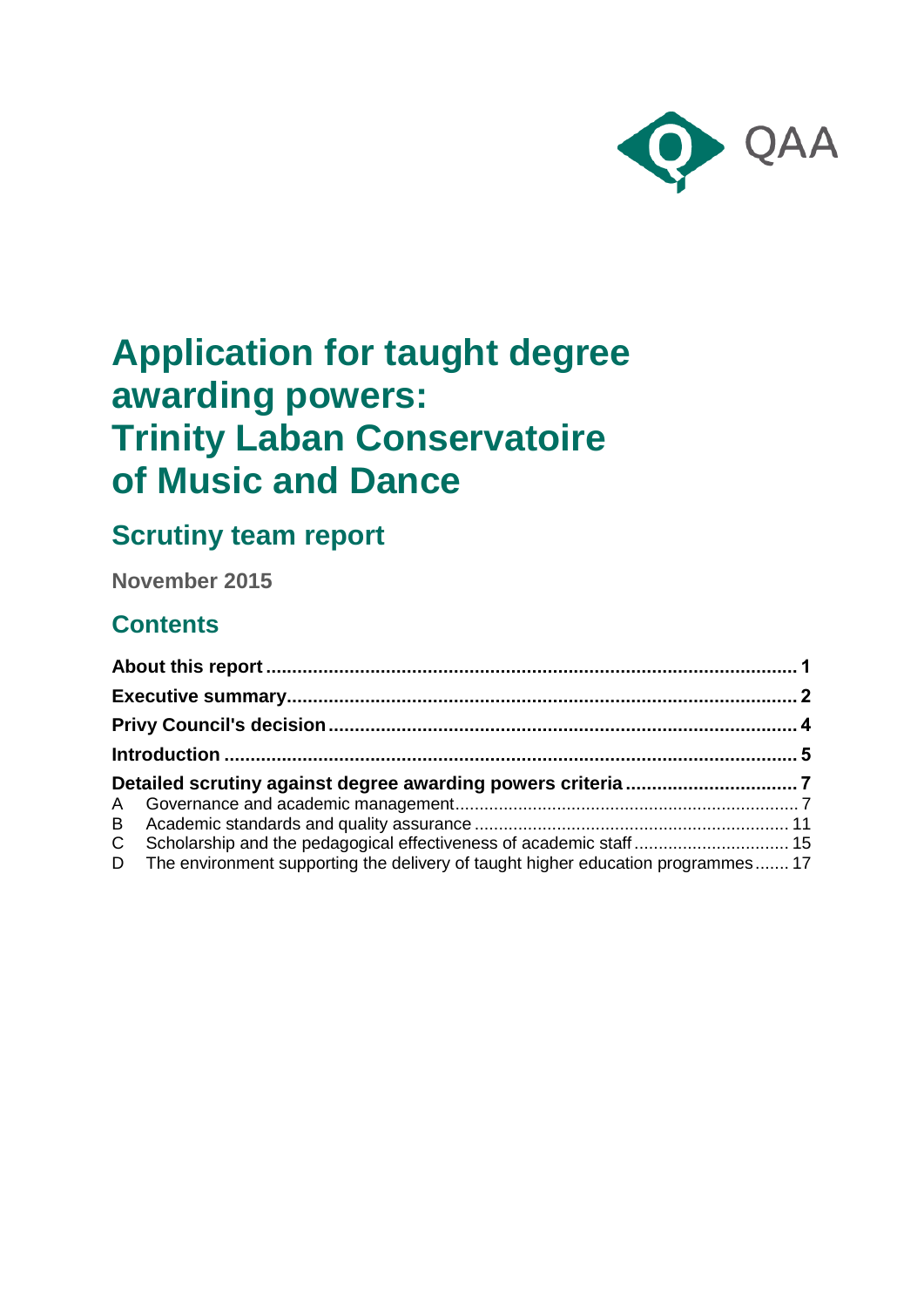QAA

# Application for taught degree awarding powers: Trinity Laban Conservatoire of Music and Dance

## Scrutiny team report

**November 2015**

## Contents

**About this report** ........ **1**
**Executive summary** ........ **2**
**Privy Council's decision** ........ **4**
**Introduction** ........ **5**
**Detailed scrutiny against degree awarding powers criteria** ........ **7**
A Governance and academic management ........ 7
B Academic standards and quality assurance ........ 11
C Scholarship and the pedagogical effectiveness of academic staff ........ 15
D The environment supporting the delivery of taught higher education programmes ........ 17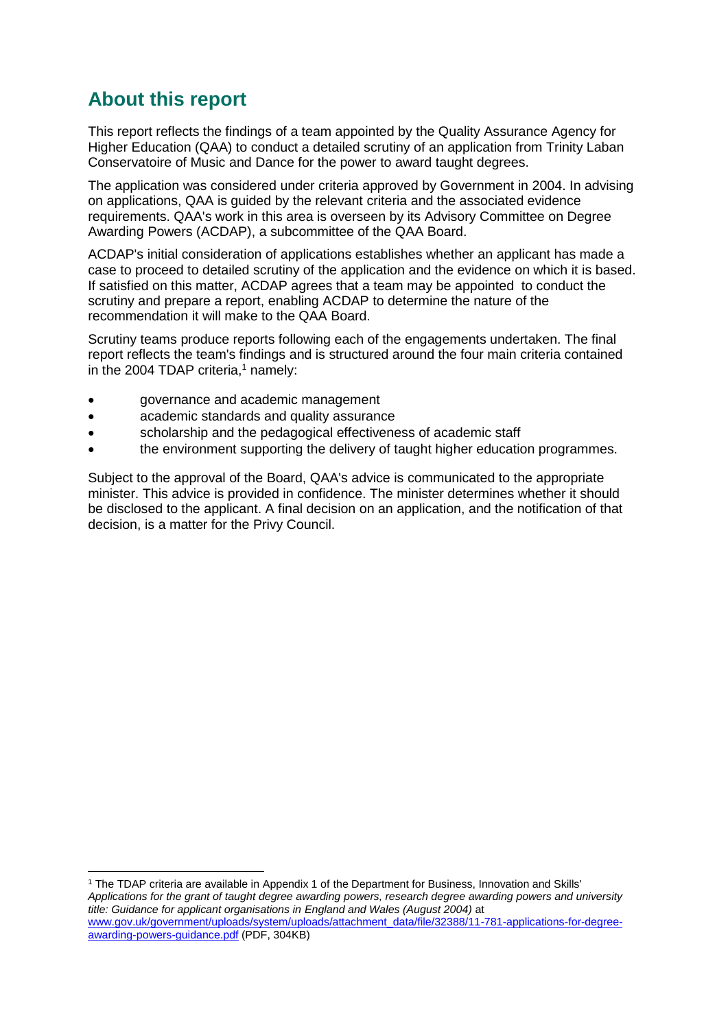## About this report

This report reflects the findings of a team appointed by the Quality Assurance Agency for Higher Education (QAA) to conduct a detailed scrutiny of an application from Trinity Laban Conservatoire of Music and Dance for the power to award taught degrees.

The application was considered under criteria approved by Government in 2004. In advising on applications, QAA is guided by the relevant criteria and the associated evidence requirements. QAA's work in this area is overseen by its Advisory Committee on Degree Awarding Powers (ACDAP), a subcommittee of the QAA Board.

ACDAP's initial consideration of applications establishes whether an applicant has made a case to proceed to detailed scrutiny of the application and the evidence on which it is based. If satisfied on this matter, ACDAP agrees that a team may be appointed to conduct the scrutiny and prepare a report, enabling ACDAP to determine the nature of the recommendation it will make to the QAA Board.

Scrutiny teams produce reports following each of the engagements undertaken. The final report reflects the team's findings and is structured around the four main criteria contained in the 2004 TDAP criteria,[1] namely:

- governance and academic management
- academic standards and quality assurance
- scholarship and the pedagogical effectiveness of academic staff
- the environment supporting the delivery of taught higher education programmes.

Subject to the approval of the Board, QAA's advice is communicated to the appropriate minister. This advice is provided in confidence. The minister determines whether it should be disclosed to the applicant. A final decision on an application, and the notification of that decision, is a matter for the Privy Council.

[1] The TDAP criteria are available in Appendix 1 of the Department for Business, Innovation and Skills' *Applications for the grant of taught degree awarding powers, research degree awarding powers and university title: Guidance for applicant organisations in England and Wales (August 2004)* at [www.gov.uk/government/uploads/system/uploads/attachment_data/file/32388/11-781-applications-for-degree-awarding-powers-guidance.pdf](www.gov.uk/government/uploads/system/uploads/attachment_data/file/32388/11-781-applications-for-degree-awarding-powers-guidance.pdf) (PDF, 304KB)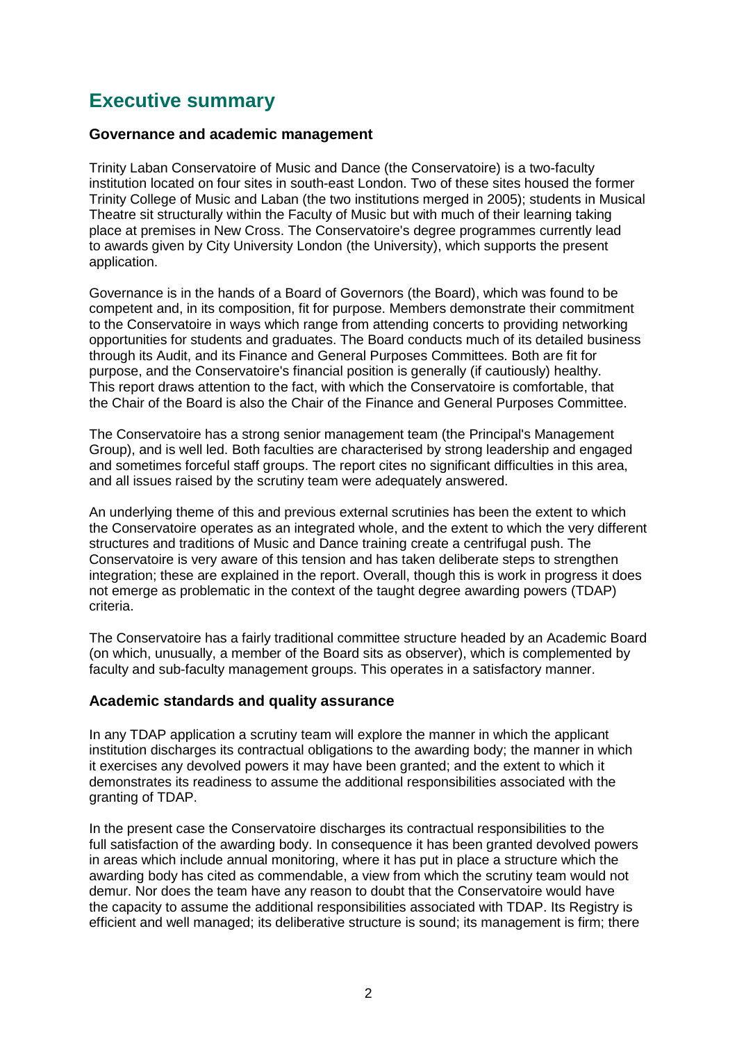# Executive summary

### Governance and academic management

Trinity Laban Conservatoire of Music and Dance (the Conservatoire) is a two-faculty institution located on four sites in south-east London. Two of these sites housed the former Trinity College of Music and Laban (the two institutions merged in 2005); students in Musical Theatre sit structurally within the Faculty of Music but with much of their learning taking place at premises in New Cross. The Conservatoire's degree programmes currently lead to awards given by City University London (the University), which supports the present application.

Governance is in the hands of a Board of Governors (the Board), which was found to be competent and, in its composition, fit for purpose. Members demonstrate their commitment to the Conservatoire in ways which range from attending concerts to providing networking opportunities for students and graduates. The Board conducts much of its detailed business through its Audit, and its Finance and General Purposes Committees. Both are fit for purpose, and the Conservatoire's financial position is generally (if cautiously) healthy. This report draws attention to the fact, with which the Conservatoire is comfortable, that the Chair of the Board is also the Chair of the Finance and General Purposes Committee.

The Conservatoire has a strong senior management team (the Principal's Management Group), and is well led. Both faculties are characterised by strong leadership and engaged and sometimes forceful staff groups. The report cites no significant difficulties in this area, and all issues raised by the scrutiny team were adequately answered.

An underlying theme of this and previous external scrutinies has been the extent to which the Conservatoire operates as an integrated whole, and the extent to which the very different structures and traditions of Music and Dance training create a centrifugal push. The Conservatoire is very aware of this tension and has taken deliberate steps to strengthen integration; these are explained in the report. Overall, though this is work in progress it does not emerge as problematic in the context of the taught degree awarding powers (TDAP) criteria.

The Conservatoire has a fairly traditional committee structure headed by an Academic Board (on which, unusually, a member of the Board sits as observer), which is complemented by faculty and sub-faculty management groups. This operates in a satisfactory manner.

### Academic standards and quality assurance

In any TDAP application a scrutiny team will explore the manner in which the applicant institution discharges its contractual obligations to the awarding body; the manner in which it exercises any devolved powers it may have been granted; and the extent to which it demonstrates its readiness to assume the additional responsibilities associated with the granting of TDAP.

In the present case the Conservatoire discharges its contractual responsibilities to the full satisfaction of the awarding body. In consequence it has been granted devolved powers in areas which include annual monitoring, where it has put in place a structure which the awarding body has cited as commendable, a view from which the scrutiny team would not demur. Nor does the team have any reason to doubt that the Conservatoire would have the capacity to assume the additional responsibilities associated with TDAP. Its Registry is efficient and well managed; its deliberative structure is sound; its management is firm; there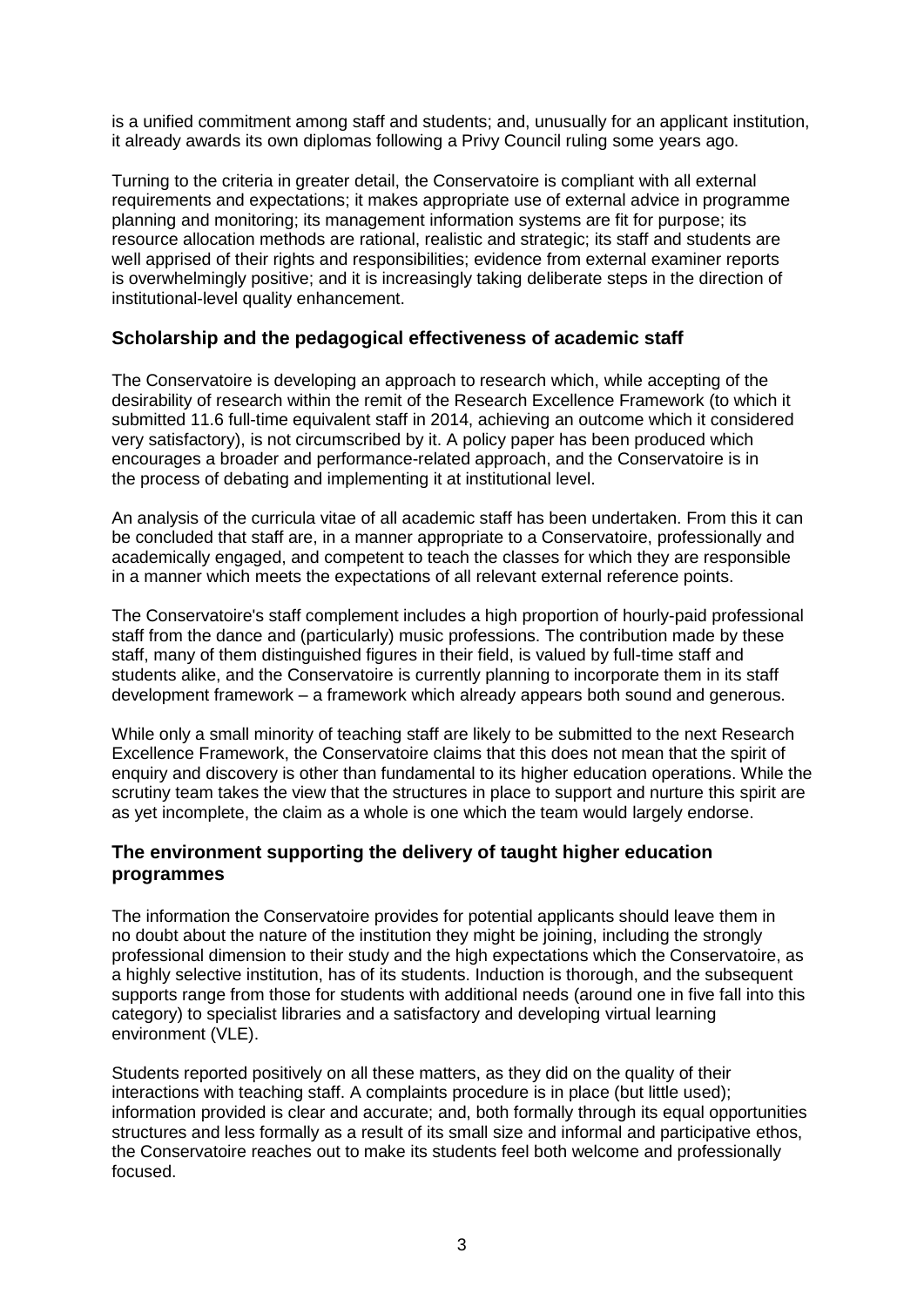is a unified commitment among staff and students; and, unusually for an applicant institution, it already awards its own diplomas following a Privy Council ruling some years ago.

Turning to the criteria in greater detail, the Conservatoire is compliant with all external requirements and expectations; it makes appropriate use of external advice in programme planning and monitoring; its management information systems are fit for purpose; its resource allocation methods are rational, realistic and strategic; its staff and students are well apprised of their rights and responsibilities; evidence from external examiner reports is overwhelmingly positive; and it is increasingly taking deliberate steps in the direction of institutional-level quality enhancement.

## Scholarship and the pedagogical effectiveness of academic staff

The Conservatoire is developing an approach to research which, while accepting of the desirability of research within the remit of the Research Excellence Framework (to which it submitted 11.6 full-time equivalent staff in 2014, achieving an outcome which it considered very satisfactory), is not circumscribed by it. A policy paper has been produced which encourages a broader and performance-related approach, and the Conservatoire is in the process of debating and implementing it at institutional level.

An analysis of the curricula vitae of all academic staff has been undertaken. From this it can be concluded that staff are, in a manner appropriate to a Conservatoire, professionally and academically engaged, and competent to teach the classes for which they are responsible in a manner which meets the expectations of all relevant external reference points.

The Conservatoire's staff complement includes a high proportion of hourly-paid professional staff from the dance and (particularly) music professions. The contribution made by these staff, many of them distinguished figures in their field, is valued by full-time staff and students alike, and the Conservatoire is currently planning to incorporate them in its staff development framework – a framework which already appears both sound and generous.

While only a small minority of teaching staff are likely to be submitted to the next Research Excellence Framework, the Conservatoire claims that this does not mean that the spirit of enquiry and discovery is other than fundamental to its higher education operations. While the scrutiny team takes the view that the structures in place to support and nurture this spirit are as yet incomplete, the claim as a whole is one which the team would largely endorse.

## The environment supporting the delivery of taught higher education programmes

The information the Conservatoire provides for potential applicants should leave them in no doubt about the nature of the institution they might be joining, including the strongly professional dimension to their study and the high expectations which the Conservatoire, as a highly selective institution, has of its students. Induction is thorough, and the subsequent supports range from those for students with additional needs (around one in five fall into this category) to specialist libraries and a satisfactory and developing virtual learning environment (VLE).

Students reported positively on all these matters, as they did on the quality of their interactions with teaching staff. A complaints procedure is in place (but little used); information provided is clear and accurate; and, both formally through its equal opportunities structures and less formally as a result of its small size and informal and participative ethos, the Conservatoire reaches out to make its students feel both welcome and professionally focused.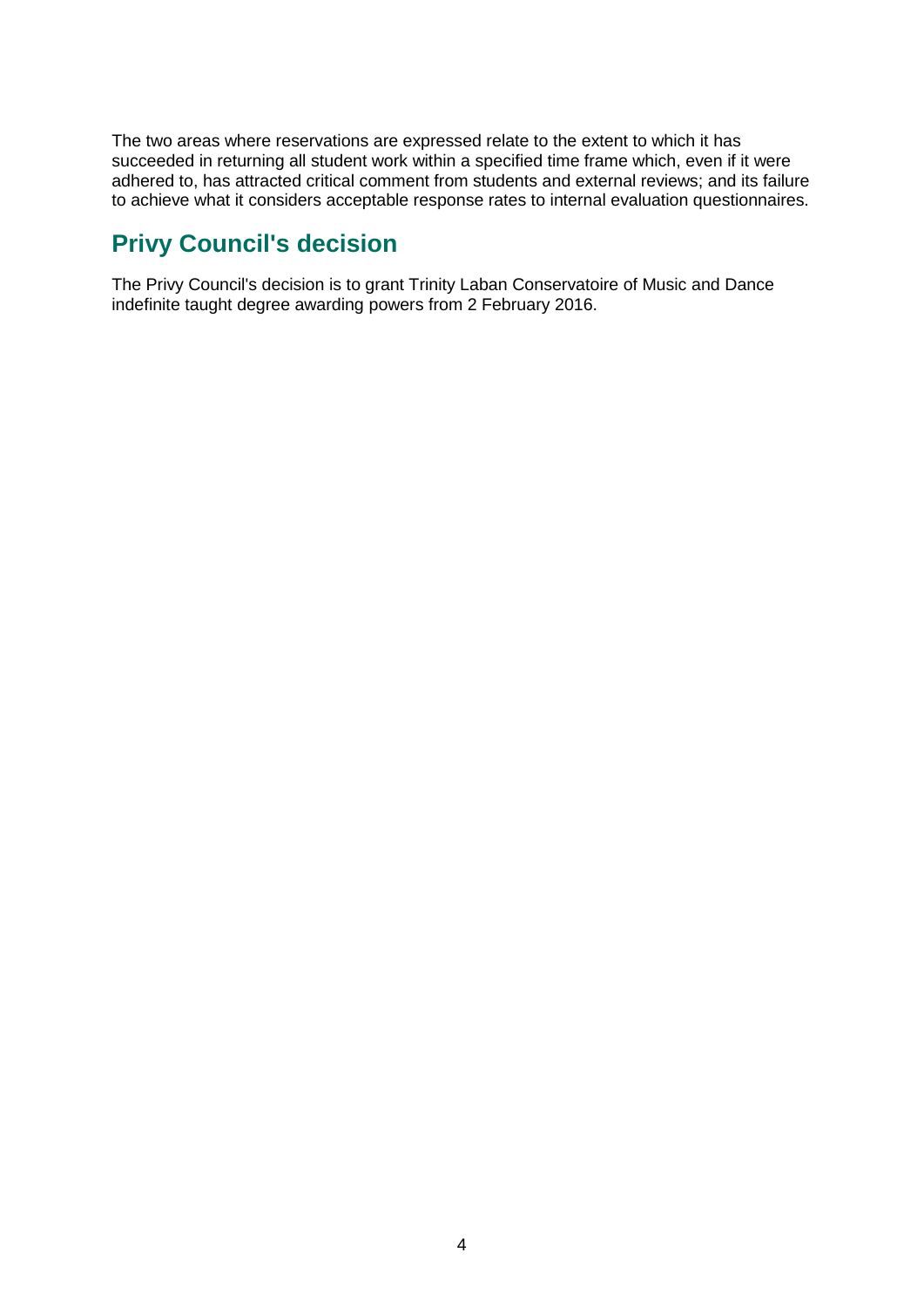The two areas where reservations are expressed relate to the extent to which it has succeeded in returning all student work within a specified time frame which, even if it were adhered to, has attracted critical comment from students and external reviews; and its failure to achieve what it considers acceptable response rates to internal evaluation questionnaires.

## Privy Council's decision

The Privy Council's decision is to grant Trinity Laban Conservatoire of Music and Dance indefinite taught degree awarding powers from 2 February 2016.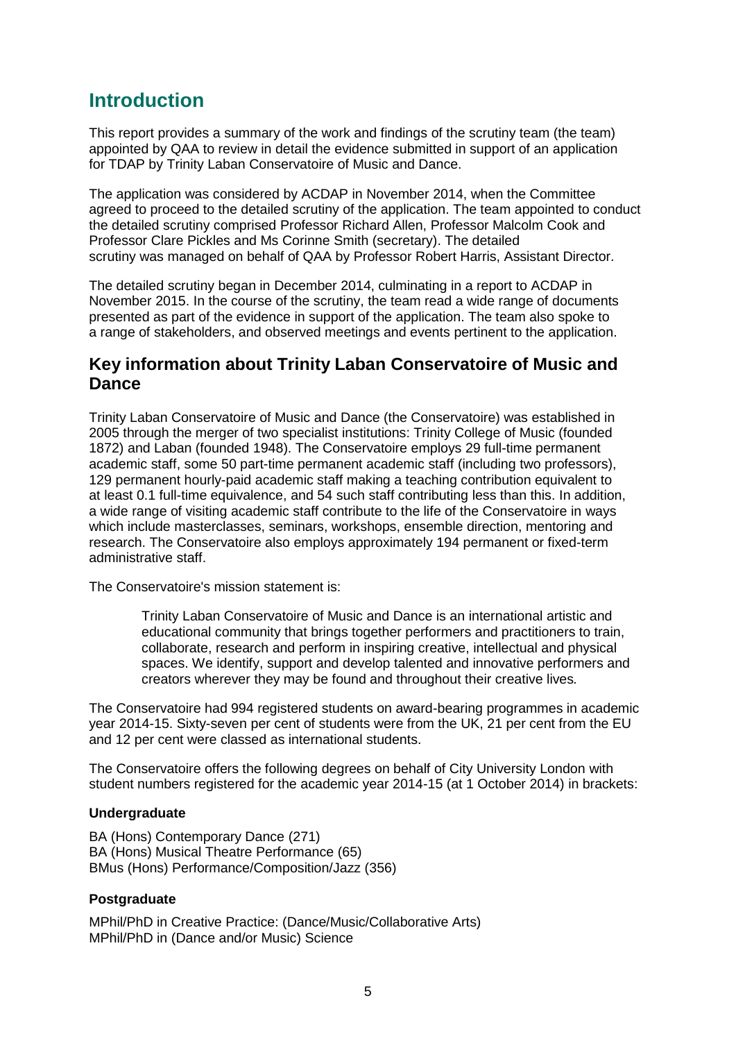## Introduction

This report provides a summary of the work and findings of the scrutiny team (the team) appointed by QAA to review in detail the evidence submitted in support of an application for TDAP by Trinity Laban Conservatoire of Music and Dance.

The application was considered by ACDAP in November 2014, when the Committee agreed to proceed to the detailed scrutiny of the application. The team appointed to conduct the detailed scrutiny comprised Professor Richard Allen, Professor Malcolm Cook and Professor Clare Pickles and Ms Corinne Smith (secretary). The detailed scrutiny was managed on behalf of QAA by Professor Robert Harris, Assistant Director.

The detailed scrutiny began in December 2014, culminating in a report to ACDAP in November 2015. In the course of the scrutiny, the team read a wide range of documents presented as part of the evidence in support of the application. The team also spoke to a range of stakeholders, and observed meetings and events pertinent to the application.

### Key information about Trinity Laban Conservatoire of Music and Dance

Trinity Laban Conservatoire of Music and Dance (the Conservatoire) was established in 2005 through the merger of two specialist institutions: Trinity College of Music (founded 1872) and Laban (founded 1948). The Conservatoire employs 29 full-time permanent academic staff, some 50 part-time permanent academic staff (including two professors), 129 permanent hourly-paid academic staff making a teaching contribution equivalent to at least 0.1 full-time equivalence, and 54 such staff contributing less than this. In addition, a wide range of visiting academic staff contribute to the life of the Conservatoire in ways which include masterclasses, seminars, workshops, ensemble direction, mentoring and research. The Conservatoire also employs approximately 194 permanent or fixed-term administrative staff.

The Conservatoire's mission statement is:

> Trinity Laban Conservatoire of Music and Dance is an international artistic and educational community that brings together performers and practitioners to train, collaborate, research and perform in inspiring creative, intellectual and physical spaces. We identify, support and develop talented and innovative performers and creators wherever they may be found and throughout their creative lives.

The Conservatoire had 994 registered students on award-bearing programmes in academic year 2014-15. Sixty-seven per cent of students were from the UK, 21 per cent from the EU and 12 per cent were classed as international students.

The Conservatoire offers the following degrees on behalf of City University London with student numbers registered for the academic year 2014-15 (at 1 October 2014) in brackets:

**Undergraduate**

BA (Hons) Contemporary Dance (271)
BA (Hons) Musical Theatre Performance (65)
BMus (Hons) Performance/Composition/Jazz (356)

**Postgraduate**

MPhil/PhD in Creative Practice: (Dance/Music/Collaborative Arts)
MPhil/PhD in (Dance and/or Music) Science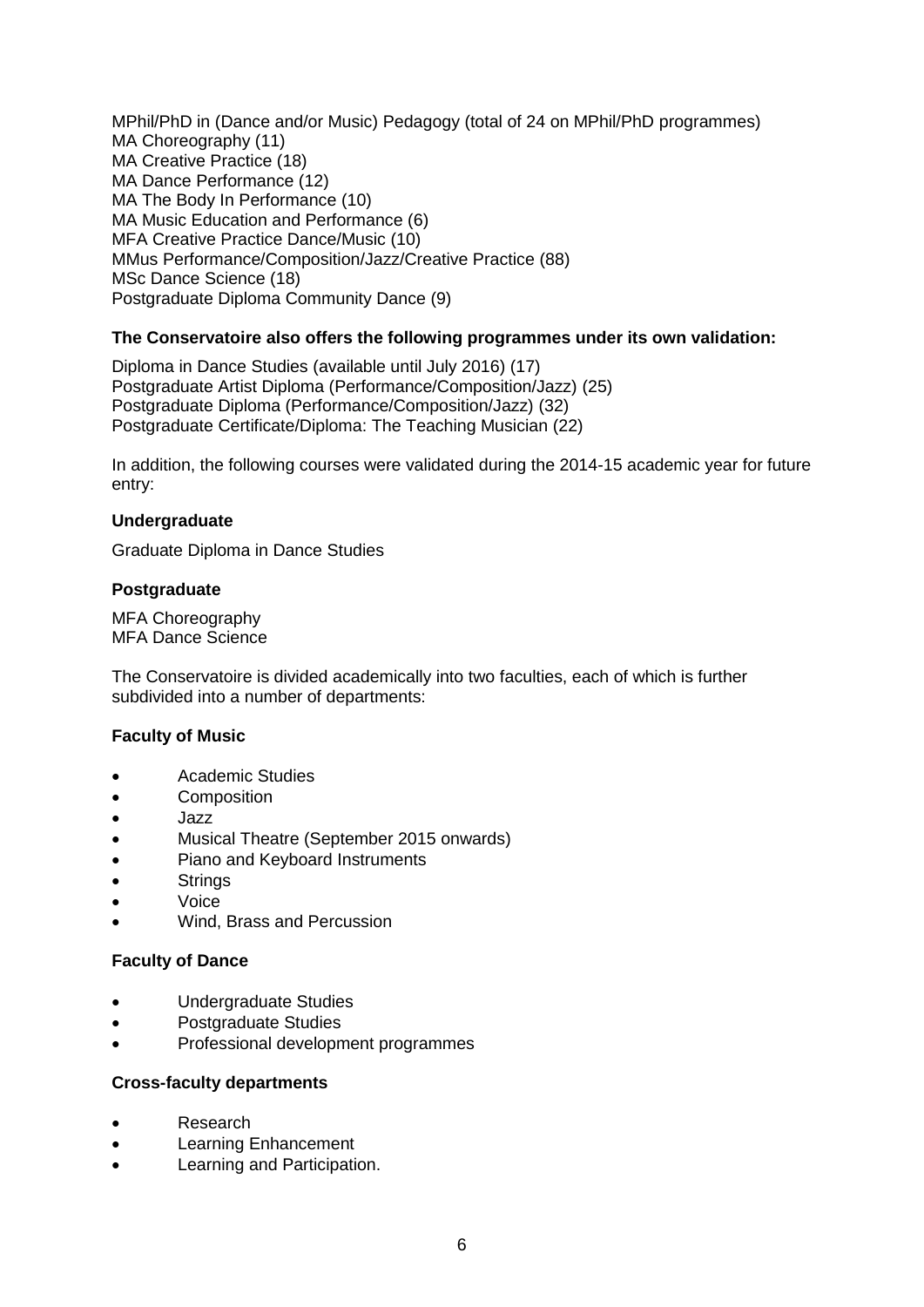MPhil/PhD in (Dance and/or Music) Pedagogy (total of 24 on MPhil/PhD programmes)
MA Choreography (11)
MA Creative Practice (18)
MA Dance Performance (12)
MA The Body In Performance (10)
MA Music Education and Performance (6)
MFA Creative Practice Dance/Music (10)
MMus Performance/Composition/Jazz/Creative Practice (88)
MSc Dance Science (18)
Postgraduate Diploma Community Dance (9)

**The Conservatoire also offers the following programmes under its own validation:**

Diploma in Dance Studies (available until July 2016) (17)
Postgraduate Artist Diploma (Performance/Composition/Jazz) (25)
Postgraduate Diploma (Performance/Composition/Jazz) (32)
Postgraduate Certificate/Diploma: The Teaching Musician (22)

In addition, the following courses were validated during the 2014-15 academic year for future entry:

**Undergraduate**

Graduate Diploma in Dance Studies

**Postgraduate**

MFA Choreography
MFA Dance Science

The Conservatoire is divided academically into two faculties, each of which is further subdivided into a number of departments:

**Faculty of Music**

- Academic Studies
- Composition
- Jazz
- Musical Theatre (September 2015 onwards)
- Piano and Keyboard Instruments
- Strings
- Voice
- Wind, Brass and Percussion

**Faculty of Dance**

- Undergraduate Studies
- Postgraduate Studies
- Professional development programmes

**Cross-faculty departments**

- Research
- Learning Enhancement
- Learning and Participation.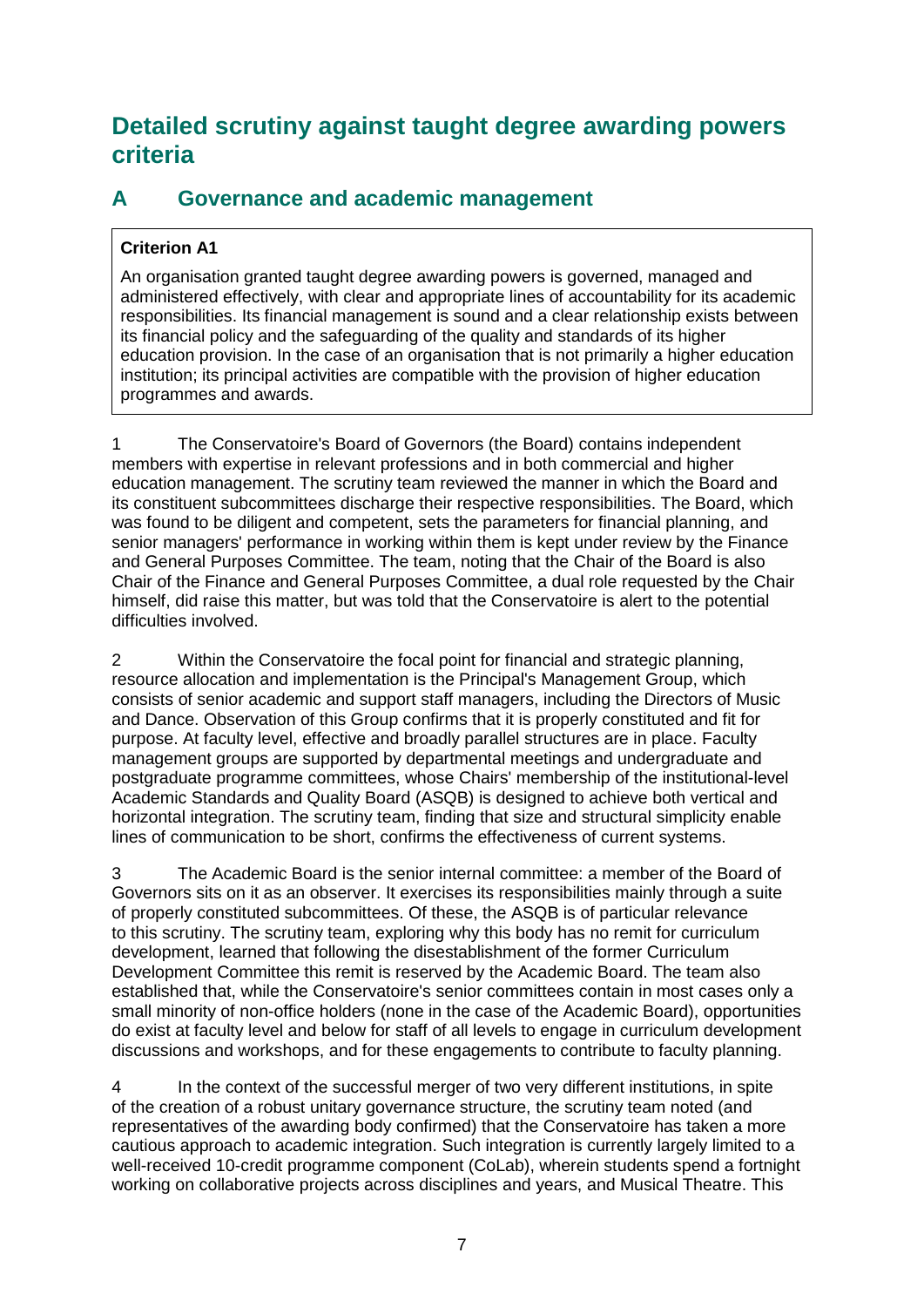# Detailed scrutiny against taught degree awarding powers criteria

## A Governance and academic management

> **Criterion A1**
>
> An organisation granted taught degree awarding powers is governed, managed and administered effectively, with clear and appropriate lines of accountability for its academic responsibilities. Its financial management is sound and a clear relationship exists between its financial policy and the safeguarding of the quality and standards of its higher education provision. In the case of an organisation that is not primarily a higher education institution; its principal activities are compatible with the provision of higher education programmes and awards.

1 The Conservatoire's Board of Governors (the Board) contains independent members with expertise in relevant professions and in both commercial and higher education management. The scrutiny team reviewed the manner in which the Board and its constituent subcommittees discharge their respective responsibilities. The Board, which was found to be diligent and competent, sets the parameters for financial planning, and senior managers' performance in working within them is kept under review by the Finance and General Purposes Committee. The team, noting that the Chair of the Board is also Chair of the Finance and General Purposes Committee, a dual role requested by the Chair himself, did raise this matter, but was told that the Conservatoire is alert to the potential difficulties involved.

2 Within the Conservatoire the focal point for financial and strategic planning, resource allocation and implementation is the Principal's Management Group, which consists of senior academic and support staff managers, including the Directors of Music and Dance. Observation of this Group confirms that it is properly constituted and fit for purpose. At faculty level, effective and broadly parallel structures are in place. Faculty management groups are supported by departmental meetings and undergraduate and postgraduate programme committees, whose Chairs' membership of the institutional-level Academic Standards and Quality Board (ASQB) is designed to achieve both vertical and horizontal integration. The scrutiny team, finding that size and structural simplicity enable lines of communication to be short, confirms the effectiveness of current systems.

3 The Academic Board is the senior internal committee: a member of the Board of Governors sits on it as an observer. It exercises its responsibilities mainly through a suite of properly constituted subcommittees. Of these, the ASQB is of particular relevance to this scrutiny. The scrutiny team, exploring why this body has no remit for curriculum development, learned that following the disestablishment of the former Curriculum Development Committee this remit is reserved by the Academic Board. The team also established that, while the Conservatoire's senior committees contain in most cases only a small minority of non-office holders (none in the case of the Academic Board), opportunities do exist at faculty level and below for staff of all levels to engage in curriculum development discussions and workshops, and for these engagements to contribute to faculty planning.

4 In the context of the successful merger of two very different institutions, in spite of the creation of a robust unitary governance structure, the scrutiny team noted (and representatives of the awarding body confirmed) that the Conservatoire has taken a more cautious approach to academic integration. Such integration is currently largely limited to a well-received 10-credit programme component (CoLab), wherein students spend a fortnight working on collaborative projects across disciplines and years, and Musical Theatre. This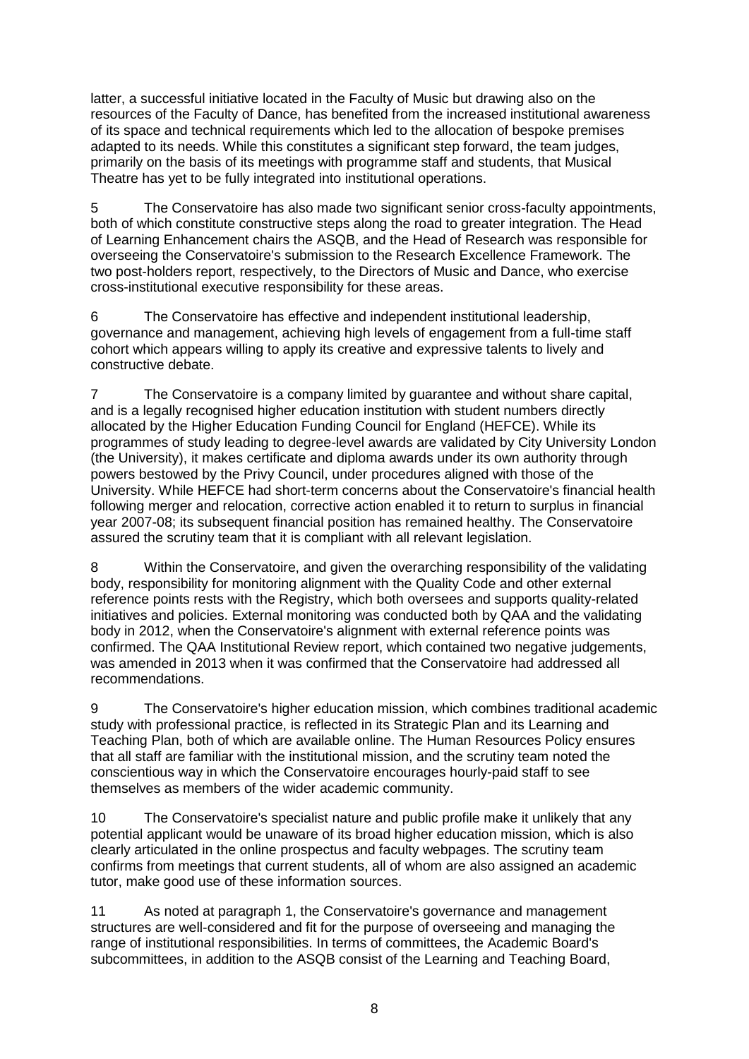latter, a successful initiative located in the Faculty of Music but drawing also on the resources of the Faculty of Dance, has benefited from the increased institutional awareness of its space and technical requirements which led to the allocation of bespoke premises adapted to its needs. While this constitutes a significant step forward, the team judges, primarily on the basis of its meetings with programme staff and students, that Musical Theatre has yet to be fully integrated into institutional operations.

5 The Conservatoire has also made two significant senior cross-faculty appointments, both of which constitute constructive steps along the road to greater integration. The Head of Learning Enhancement chairs the ASQB, and the Head of Research was responsible for overseeing the Conservatoire's submission to the Research Excellence Framework. The two post-holders report, respectively, to the Directors of Music and Dance, who exercise cross-institutional executive responsibility for these areas.

6 The Conservatoire has effective and independent institutional leadership, governance and management, achieving high levels of engagement from a full-time staff cohort which appears willing to apply its creative and expressive talents to lively and constructive debate.

7 The Conservatoire is a company limited by guarantee and without share capital, and is a legally recognised higher education institution with student numbers directly allocated by the Higher Education Funding Council for England (HEFCE). While its programmes of study leading to degree-level awards are validated by City University London (the University), it makes certificate and diploma awards under its own authority through powers bestowed by the Privy Council, under procedures aligned with those of the University. While HEFCE had short-term concerns about the Conservatoire's financial health following merger and relocation, corrective action enabled it to return to surplus in financial year 2007-08; its subsequent financial position has remained healthy. The Conservatoire assured the scrutiny team that it is compliant with all relevant legislation.

8 Within the Conservatoire, and given the overarching responsibility of the validating body, responsibility for monitoring alignment with the Quality Code and other external reference points rests with the Registry, which both oversees and supports quality-related initiatives and policies. External monitoring was conducted both by QAA and the validating body in 2012, when the Conservatoire's alignment with external reference points was confirmed. The QAA Institutional Review report, which contained two negative judgements, was amended in 2013 when it was confirmed that the Conservatoire had addressed all recommendations.

9 The Conservatoire's higher education mission, which combines traditional academic study with professional practice, is reflected in its Strategic Plan and its Learning and Teaching Plan, both of which are available online. The Human Resources Policy ensures that all staff are familiar with the institutional mission, and the scrutiny team noted the conscientious way in which the Conservatoire encourages hourly-paid staff to see themselves as members of the wider academic community.

10 The Conservatoire's specialist nature and public profile make it unlikely that any potential applicant would be unaware of its broad higher education mission, which is also clearly articulated in the online prospectus and faculty webpages. The scrutiny team confirms from meetings that current students, all of whom are also assigned an academic tutor, make good use of these information sources.

11 As noted at paragraph 1, the Conservatoire's governance and management structures are well-considered and fit for the purpose of overseeing and managing the range of institutional responsibilities. In terms of committees, the Academic Board's subcommittees, in addition to the ASQB consist of the Learning and Teaching Board,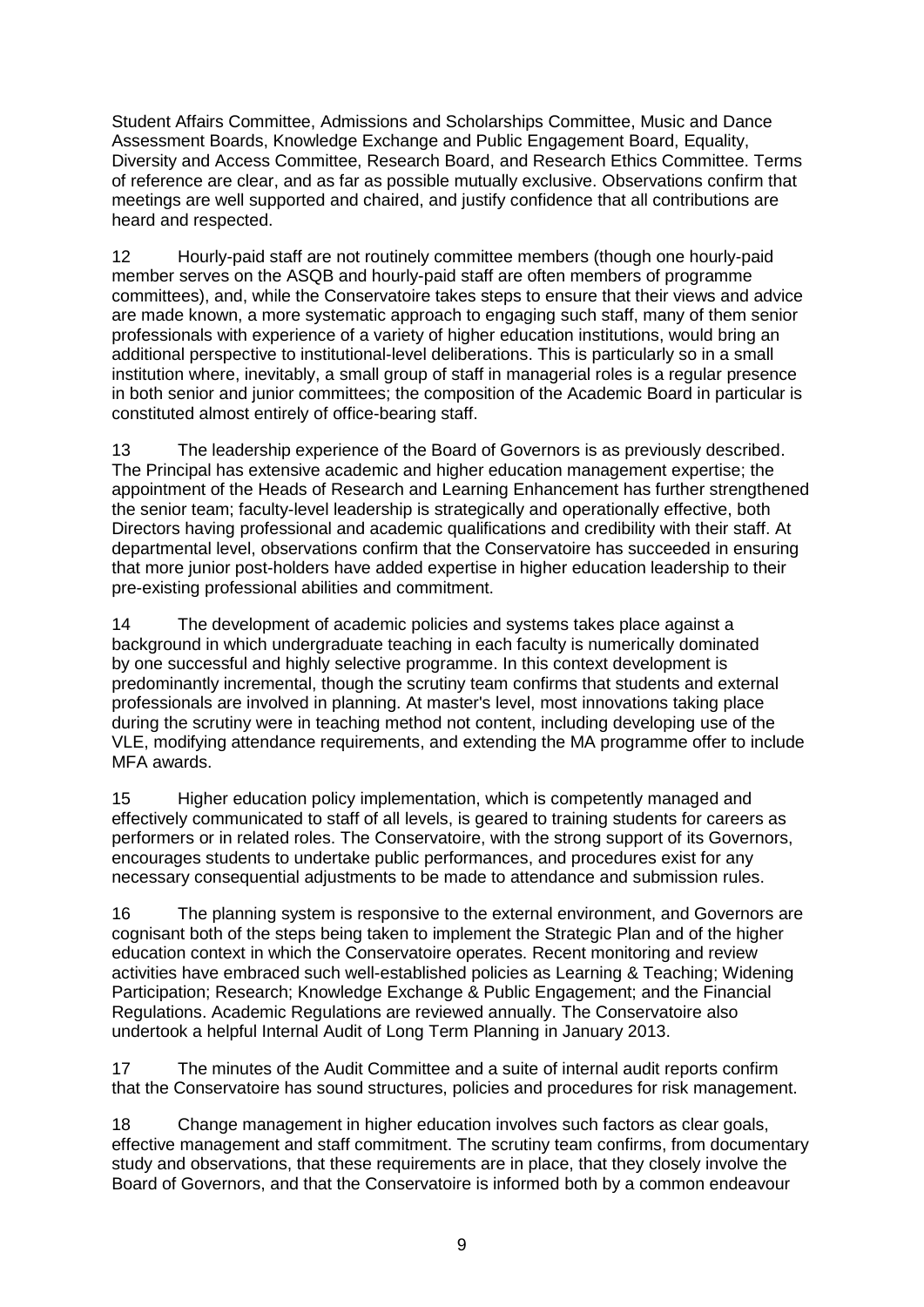Student Affairs Committee, Admissions and Scholarships Committee, Music and Dance Assessment Boards, Knowledge Exchange and Public Engagement Board, Equality, Diversity and Access Committee, Research Board, and Research Ethics Committee. Terms of reference are clear, and as far as possible mutually exclusive. Observations confirm that meetings are well supported and chaired, and justify confidence that all contributions are heard and respected.

12 Hourly-paid staff are not routinely committee members (though one hourly-paid member serves on the ASQB and hourly-paid staff are often members of programme committees), and, while the Conservatoire takes steps to ensure that their views and advice are made known, a more systematic approach to engaging such staff, many of them senior professionals with experience of a variety of higher education institutions, would bring an additional perspective to institutional-level deliberations. This is particularly so in a small institution where, inevitably, a small group of staff in managerial roles is a regular presence in both senior and junior committees; the composition of the Academic Board in particular is constituted almost entirely of office-bearing staff.

13 The leadership experience of the Board of Governors is as previously described. The Principal has extensive academic and higher education management expertise; the appointment of the Heads of Research and Learning Enhancement has further strengthened the senior team; faculty-level leadership is strategically and operationally effective, both Directors having professional and academic qualifications and credibility with their staff. At departmental level, observations confirm that the Conservatoire has succeeded in ensuring that more junior post-holders have added expertise in higher education leadership to their pre-existing professional abilities and commitment.

14 The development of academic policies and systems takes place against a background in which undergraduate teaching in each faculty is numerically dominated by one successful and highly selective programme. In this context development is predominantly incremental, though the scrutiny team confirms that students and external professionals are involved in planning. At master's level, most innovations taking place during the scrutiny were in teaching method not content, including developing use of the VLE, modifying attendance requirements, and extending the MA programme offer to include MFA awards.

15 Higher education policy implementation, which is competently managed and effectively communicated to staff of all levels, is geared to training students for careers as performers or in related roles. The Conservatoire, with the strong support of its Governors, encourages students to undertake public performances, and procedures exist for any necessary consequential adjustments to be made to attendance and submission rules.

16 The planning system is responsive to the external environment, and Governors are cognisant both of the steps being taken to implement the Strategic Plan and of the higher education context in which the Conservatoire operates. Recent monitoring and review activities have embraced such well-established policies as Learning & Teaching; Widening Participation; Research; Knowledge Exchange & Public Engagement; and the Financial Regulations. Academic Regulations are reviewed annually. The Conservatoire also undertook a helpful Internal Audit of Long Term Planning in January 2013.

17 The minutes of the Audit Committee and a suite of internal audit reports confirm that the Conservatoire has sound structures, policies and procedures for risk management.

18 Change management in higher education involves such factors as clear goals, effective management and staff commitment. The scrutiny team confirms, from documentary study and observations, that these requirements are in place, that they closely involve the Board of Governors, and that the Conservatoire is informed both by a common endeavour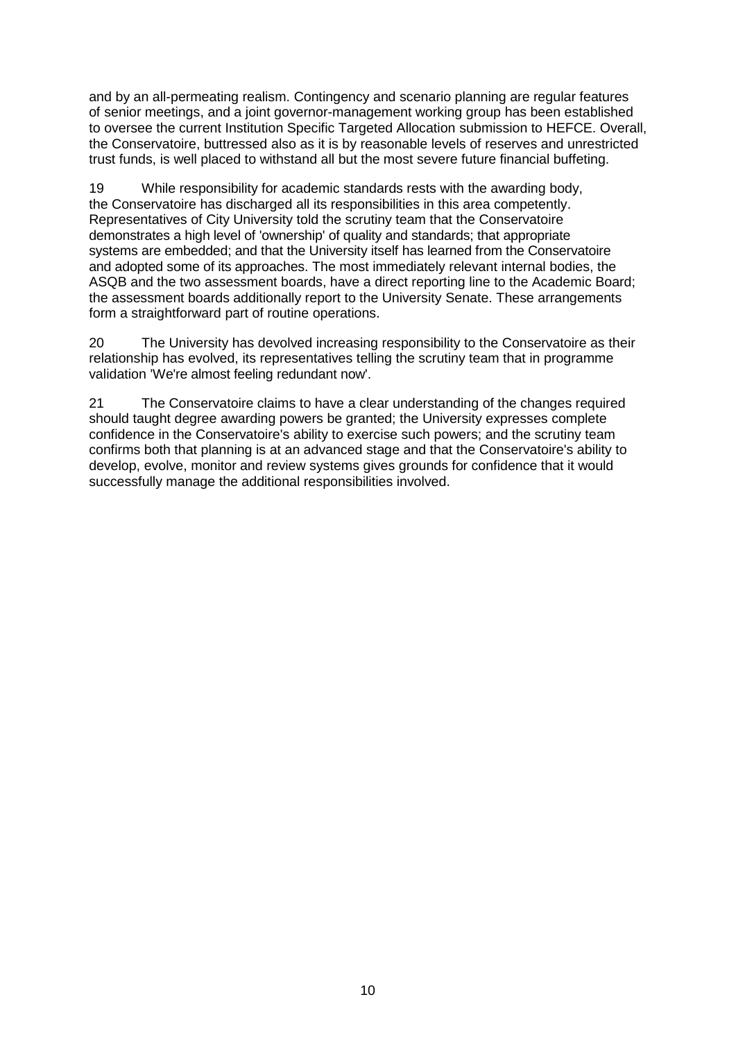and by an all-permeating realism. Contingency and scenario planning are regular features of senior meetings, and a joint governor-management working group has been established to oversee the current Institution Specific Targeted Allocation submission to HEFCE. Overall, the Conservatoire, buttressed also as it is by reasonable levels of reserves and unrestricted trust funds, is well placed to withstand all but the most severe future financial buffeting.

19 While responsibility for academic standards rests with the awarding body, the Conservatoire has discharged all its responsibilities in this area competently. Representatives of City University told the scrutiny team that the Conservatoire demonstrates a high level of 'ownership' of quality and standards; that appropriate systems are embedded; and that the University itself has learned from the Conservatoire and adopted some of its approaches. The most immediately relevant internal bodies, the ASQB and the two assessment boards, have a direct reporting line to the Academic Board; the assessment boards additionally report to the University Senate. These arrangements form a straightforward part of routine operations.

20 The University has devolved increasing responsibility to the Conservatoire as their relationship has evolved, its representatives telling the scrutiny team that in programme validation 'We're almost feeling redundant now'.

21 The Conservatoire claims to have a clear understanding of the changes required should taught degree awarding powers be granted; the University expresses complete confidence in the Conservatoire's ability to exercise such powers; and the scrutiny team confirms both that planning is at an advanced stage and that the Conservatoire's ability to develop, evolve, monitor and review systems gives grounds for confidence that it would successfully manage the additional responsibilities involved.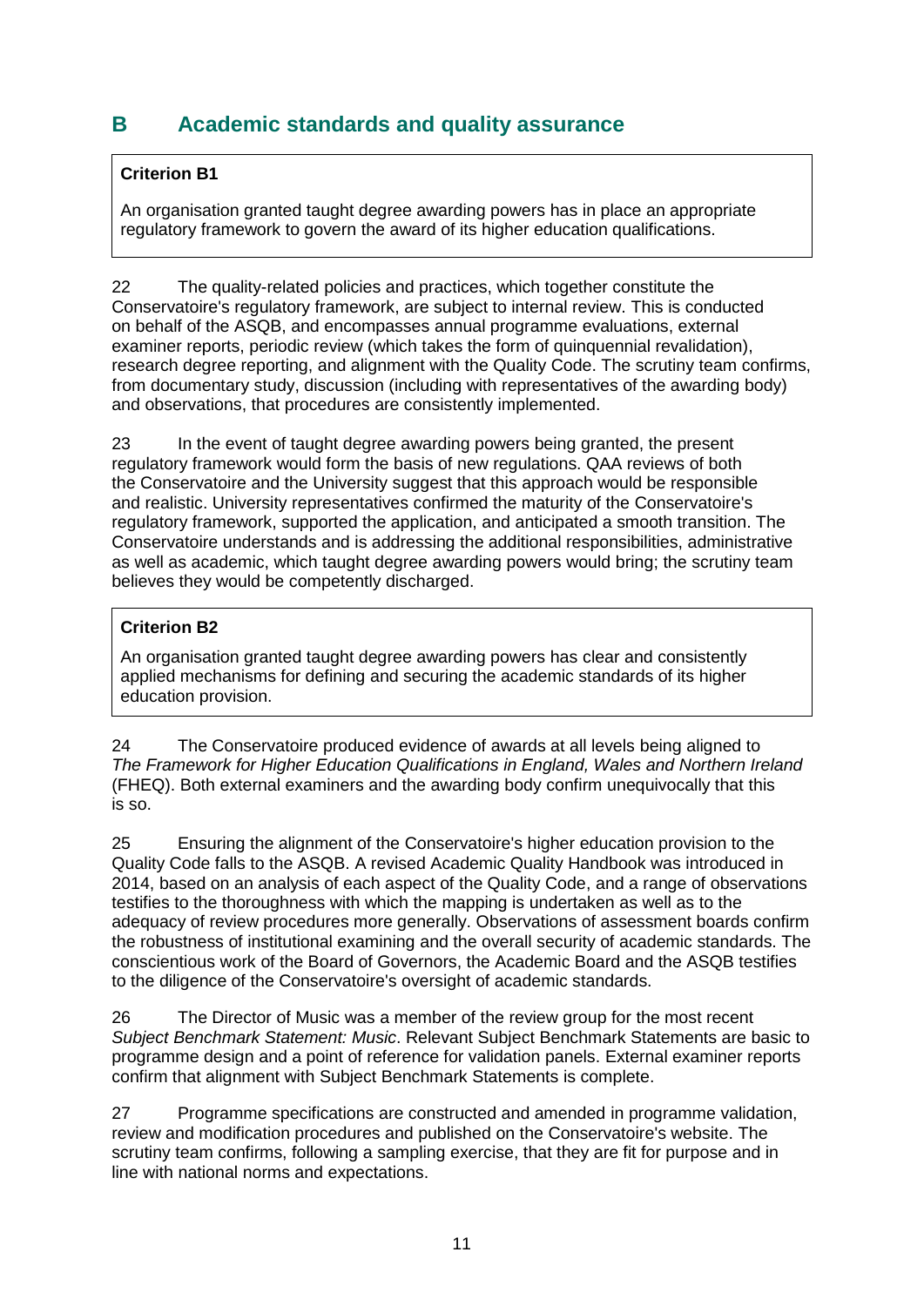## B Academic standards and quality assurance

**Criterion B1**

An organisation granted taught degree awarding powers has in place an appropriate regulatory framework to govern the award of its higher education qualifications.

22 The quality-related policies and practices, which together constitute the Conservatoire's regulatory framework, are subject to internal review. This is conducted on behalf of the ASQB, and encompasses annual programme evaluations, external examiner reports, periodic review (which takes the form of quinquennial revalidation), research degree reporting, and alignment with the Quality Code. The scrutiny team confirms, from documentary study, discussion (including with representatives of the awarding body) and observations, that procedures are consistently implemented.

23 In the event of taught degree awarding powers being granted, the present regulatory framework would form the basis of new regulations. QAA reviews of both the Conservatoire and the University suggest that this approach would be responsible and realistic. University representatives confirmed the maturity of the Conservatoire's regulatory framework, supported the application, and anticipated a smooth transition. The Conservatoire understands and is addressing the additional responsibilities, administrative as well as academic, which taught degree awarding powers would bring; the scrutiny team believes they would be competently discharged.

**Criterion B2**

An organisation granted taught degree awarding powers has clear and consistently applied mechanisms for defining and securing the academic standards of its higher education provision.

24 The Conservatoire produced evidence of awards at all levels being aligned to *The Framework for Higher Education Qualifications in England, Wales and Northern Ireland* (FHEQ). Both external examiners and the awarding body confirm unequivocally that this is so.

25 Ensuring the alignment of the Conservatoire's higher education provision to the Quality Code falls to the ASQB. A revised Academic Quality Handbook was introduced in 2014, based on an analysis of each aspect of the Quality Code, and a range of observations testifies to the thoroughness with which the mapping is undertaken as well as to the adequacy of review procedures more generally. Observations of assessment boards confirm the robustness of institutional examining and the overall security of academic standards. The conscientious work of the Board of Governors, the Academic Board and the ASQB testifies to the diligence of the Conservatoire's oversight of academic standards.

26 The Director of Music was a member of the review group for the most recent *Subject Benchmark Statement: Music*. Relevant Subject Benchmark Statements are basic to programme design and a point of reference for validation panels. External examiner reports confirm that alignment with Subject Benchmark Statements is complete.

27 Programme specifications are constructed and amended in programme validation, review and modification procedures and published on the Conservatoire's website. The scrutiny team confirms, following a sampling exercise, that they are fit for purpose and in line with national norms and expectations.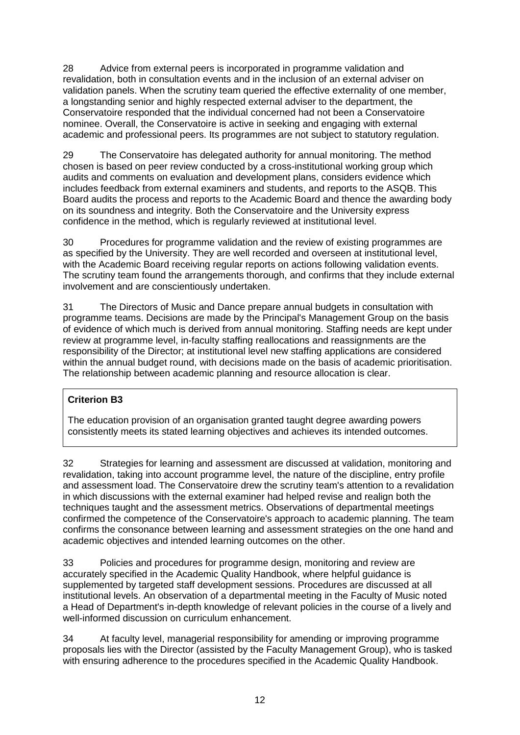28 Advice from external peers is incorporated in programme validation and revalidation, both in consultation events and in the inclusion of an external adviser on validation panels. When the scrutiny team queried the effective externality of one member, a longstanding senior and highly respected external adviser to the department, the Conservatoire responded that the individual concerned had not been a Conservatoire nominee. Overall, the Conservatoire is active in seeking and engaging with external academic and professional peers. Its programmes are not subject to statutory regulation.

29 The Conservatoire has delegated authority for annual monitoring. The method chosen is based on peer review conducted by a cross-institutional working group which audits and comments on evaluation and development plans, considers evidence which includes feedback from external examiners and students, and reports to the ASQB. This Board audits the process and reports to the Academic Board and thence the awarding body on its soundness and integrity. Both the Conservatoire and the University express confidence in the method, which is regularly reviewed at institutional level.

30 Procedures for programme validation and the review of existing programmes are as specified by the University. They are well recorded and overseen at institutional level, with the Academic Board receiving regular reports on actions following validation events. The scrutiny team found the arrangements thorough, and confirms that they include external involvement and are conscientiously undertaken.

31 The Directors of Music and Dance prepare annual budgets in consultation with programme teams. Decisions are made by the Principal's Management Group on the basis of evidence of which much is derived from annual monitoring. Staffing needs are kept under review at programme level, in-faculty staffing reallocations and reassignments are the responsibility of the Director; at institutional level new staffing applications are considered within the annual budget round, with decisions made on the basis of academic prioritisation. The relationship between academic planning and resource allocation is clear.

**Criterion B3**

The education provision of an organisation granted taught degree awarding powers consistently meets its stated learning objectives and achieves its intended outcomes.

32 Strategies for learning and assessment are discussed at validation, monitoring and revalidation, taking into account programme level, the nature of the discipline, entry profile and assessment load. The Conservatoire drew the scrutiny team's attention to a revalidation in which discussions with the external examiner had helped revise and realign both the techniques taught and the assessment metrics. Observations of departmental meetings confirmed the competence of the Conservatoire's approach to academic planning. The team confirms the consonance between learning and assessment strategies on the one hand and academic objectives and intended learning outcomes on the other.

33 Policies and procedures for programme design, monitoring and review are accurately specified in the Academic Quality Handbook, where helpful guidance is supplemented by targeted staff development sessions. Procedures are discussed at all institutional levels. An observation of a departmental meeting in the Faculty of Music noted a Head of Department's in-depth knowledge of relevant policies in the course of a lively and well-informed discussion on curriculum enhancement.

34 At faculty level, managerial responsibility for amending or improving programme proposals lies with the Director (assisted by the Faculty Management Group), who is tasked with ensuring adherence to the procedures specified in the Academic Quality Handbook.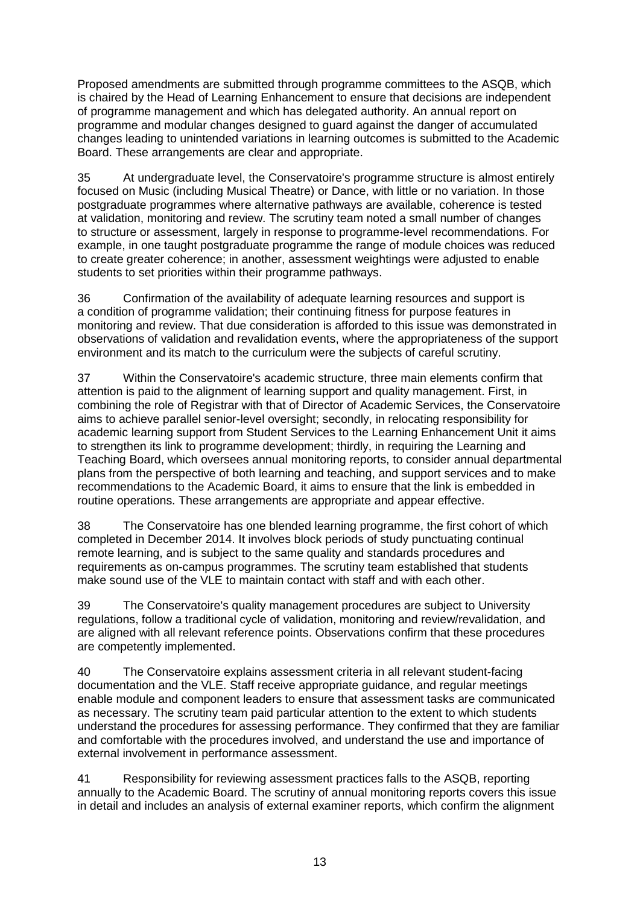Proposed amendments are submitted through programme committees to the ASQB, which is chaired by the Head of Learning Enhancement to ensure that decisions are independent of programme management and which has delegated authority. An annual report on programme and modular changes designed to guard against the danger of accumulated changes leading to unintended variations in learning outcomes is submitted to the Academic Board. These arrangements are clear and appropriate.

35 At undergraduate level, the Conservatoire's programme structure is almost entirely focused on Music (including Musical Theatre) or Dance, with little or no variation. In those postgraduate programmes where alternative pathways are available, coherence is tested at validation, monitoring and review. The scrutiny team noted a small number of changes to structure or assessment, largely in response to programme-level recommendations. For example, in one taught postgraduate programme the range of module choices was reduced to create greater coherence; in another, assessment weightings were adjusted to enable students to set priorities within their programme pathways.

36 Confirmation of the availability of adequate learning resources and support is a condition of programme validation; their continuing fitness for purpose features in monitoring and review. That due consideration is afforded to this issue was demonstrated in observations of validation and revalidation events, where the appropriateness of the support environment and its match to the curriculum were the subjects of careful scrutiny.

37 Within the Conservatoire's academic structure, three main elements confirm that attention is paid to the alignment of learning support and quality management. First, in combining the role of Registrar with that of Director of Academic Services, the Conservatoire aims to achieve parallel senior-level oversight; secondly, in relocating responsibility for academic learning support from Student Services to the Learning Enhancement Unit it aims to strengthen its link to programme development; thirdly, in requiring the Learning and Teaching Board, which oversees annual monitoring reports, to consider annual departmental plans from the perspective of both learning and teaching, and support services and to make recommendations to the Academic Board, it aims to ensure that the link is embedded in routine operations. These arrangements are appropriate and appear effective.

38 The Conservatoire has one blended learning programme, the first cohort of which completed in December 2014. It involves block periods of study punctuating continual remote learning, and is subject to the same quality and standards procedures and requirements as on-campus programmes. The scrutiny team established that students make sound use of the VLE to maintain contact with staff and with each other.

39 The Conservatoire's quality management procedures are subject to University regulations, follow a traditional cycle of validation, monitoring and review/revalidation, and are aligned with all relevant reference points. Observations confirm that these procedures are competently implemented.

40 The Conservatoire explains assessment criteria in all relevant student-facing documentation and the VLE. Staff receive appropriate guidance, and regular meetings enable module and component leaders to ensure that assessment tasks are communicated as necessary. The scrutiny team paid particular attention to the extent to which students understand the procedures for assessing performance. They confirmed that they are familiar and comfortable with the procedures involved, and understand the use and importance of external involvement in performance assessment.

41 Responsibility for reviewing assessment practices falls to the ASQB, reporting annually to the Academic Board. The scrutiny of annual monitoring reports covers this issue in detail and includes an analysis of external examiner reports, which confirm the alignment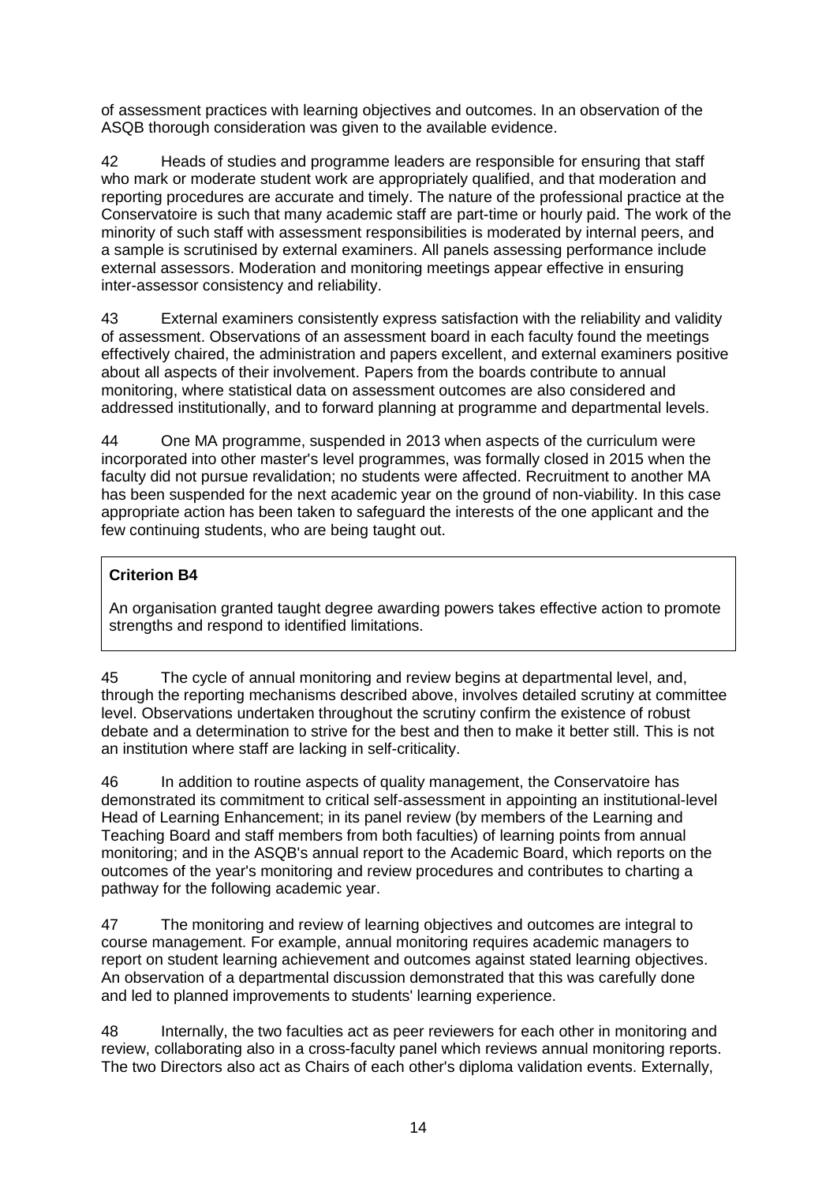of assessment practices with learning objectives and outcomes. In an observation of the ASQB thorough consideration was given to the available evidence.

42 Heads of studies and programme leaders are responsible for ensuring that staff who mark or moderate student work are appropriately qualified, and that moderation and reporting procedures are accurate and timely. The nature of the professional practice at the Conservatoire is such that many academic staff are part-time or hourly paid. The work of the minority of such staff with assessment responsibilities is moderated by internal peers, and a sample is scrutinised by external examiners. All panels assessing performance include external assessors. Moderation and monitoring meetings appear effective in ensuring inter-assessor consistency and reliability.

43 External examiners consistently express satisfaction with the reliability and validity of assessment. Observations of an assessment board in each faculty found the meetings effectively chaired, the administration and papers excellent, and external examiners positive about all aspects of their involvement. Papers from the boards contribute to annual monitoring, where statistical data on assessment outcomes are also considered and addressed institutionally, and to forward planning at programme and departmental levels.

44 One MA programme, suspended in 2013 when aspects of the curriculum were incorporated into other master's level programmes, was formally closed in 2015 when the faculty did not pursue revalidation; no students were affected. Recruitment to another MA has been suspended for the next academic year on the ground of non-viability. In this case appropriate action has been taken to safeguard the interests of the one applicant and the few continuing students, who are being taught out.

> **Criterion B4**
>
> An organisation granted taught degree awarding powers takes effective action to promote strengths and respond to identified limitations.

45 The cycle of annual monitoring and review begins at departmental level, and, through the reporting mechanisms described above, involves detailed scrutiny at committee level. Observations undertaken throughout the scrutiny confirm the existence of robust debate and a determination to strive for the best and then to make it better still. This is not an institution where staff are lacking in self-criticality.

46 In addition to routine aspects of quality management, the Conservatoire has demonstrated its commitment to critical self-assessment in appointing an institutional-level Head of Learning Enhancement; in its panel review (by members of the Learning and Teaching Board and staff members from both faculties) of learning points from annual monitoring; and in the ASQB's annual report to the Academic Board, which reports on the outcomes of the year's monitoring and review procedures and contributes to charting a pathway for the following academic year.

47 The monitoring and review of learning objectives and outcomes are integral to course management. For example, annual monitoring requires academic managers to report on student learning achievement and outcomes against stated learning objectives. An observation of a departmental discussion demonstrated that this was carefully done and led to planned improvements to students' learning experience.

48 Internally, the two faculties act as peer reviewers for each other in monitoring and review, collaborating also in a cross-faculty panel which reviews annual monitoring reports. The two Directors also act as Chairs of each other's diploma validation events. Externally,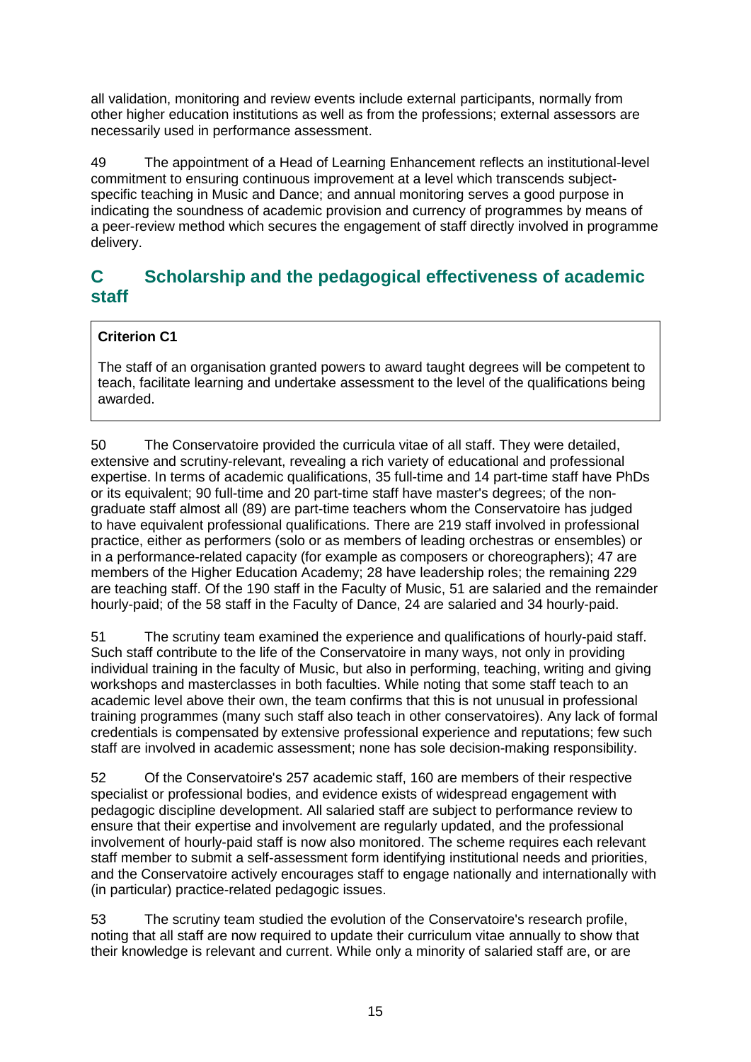all validation, monitoring and review events include external participants, normally from other higher education institutions as well as from the professions; external assessors are necessarily used in performance assessment.

49 The appointment of a Head of Learning Enhancement reflects an institutional-level commitment to ensuring continuous improvement at a level which transcends subject-specific teaching in Music and Dance; and annual monitoring serves a good purpose in indicating the soundness of academic provision and currency of programmes by means of a peer-review method which secures the engagement of staff directly involved in programme delivery.

## C Scholarship and the pedagogical effectiveness of academic staff

**Criterion C1**

The staff of an organisation granted powers to award taught degrees will be competent to teach, facilitate learning and undertake assessment to the level of the qualifications being awarded.

50 The Conservatoire provided the curricula vitae of all staff. They were detailed, extensive and scrutiny-relevant, revealing a rich variety of educational and professional expertise. In terms of academic qualifications, 35 full-time and 14 part-time staff have PhDs or its equivalent; 90 full-time and 20 part-time staff have master's degrees; of the non-graduate staff almost all (89) are part-time teachers whom the Conservatoire has judged to have equivalent professional qualifications. There are 219 staff involved in professional practice, either as performers (solo or as members of leading orchestras or ensembles) or in a performance-related capacity (for example as composers or choreographers); 47 are members of the Higher Education Academy; 28 have leadership roles; the remaining 229 are teaching staff. Of the 190 staff in the Faculty of Music, 51 are salaried and the remainder hourly-paid; of the 58 staff in the Faculty of Dance, 24 are salaried and 34 hourly-paid.

51 The scrutiny team examined the experience and qualifications of hourly-paid staff. Such staff contribute to the life of the Conservatoire in many ways, not only in providing individual training in the faculty of Music, but also in performing, teaching, writing and giving workshops and masterclasses in both faculties. While noting that some staff teach to an academic level above their own, the team confirms that this is not unusual in professional training programmes (many such staff also teach in other conservatoires). Any lack of formal credentials is compensated by extensive professional experience and reputations; few such staff are involved in academic assessment; none has sole decision-making responsibility.

52 Of the Conservatoire's 257 academic staff, 160 are members of their respective specialist or professional bodies, and evidence exists of widespread engagement with pedagogic discipline development. All salaried staff are subject to performance review to ensure that their expertise and involvement are regularly updated, and the professional involvement of hourly-paid staff is now also monitored. The scheme requires each relevant staff member to submit a self-assessment form identifying institutional needs and priorities, and the Conservatoire actively encourages staff to engage nationally and internationally with (in particular) practice-related pedagogic issues.

53 The scrutiny team studied the evolution of the Conservatoire's research profile, noting that all staff are now required to update their curriculum vitae annually to show that their knowledge is relevant and current. While only a minority of salaried staff are, or are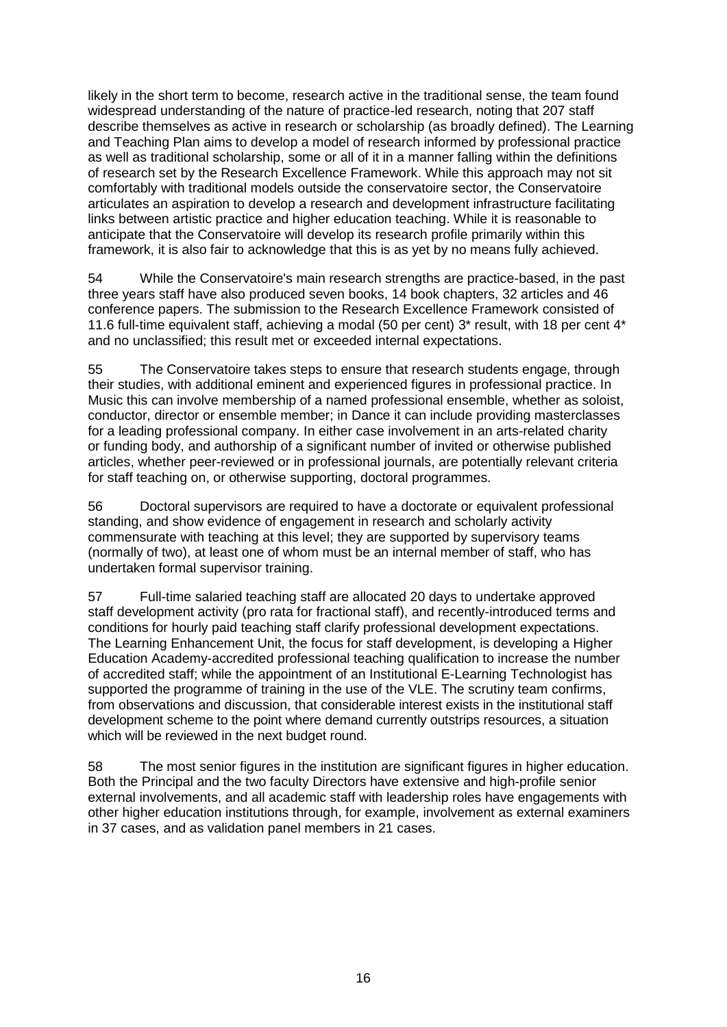likely in the short term to become, research active in the traditional sense, the team found widespread understanding of the nature of practice-led research, noting that 207 staff describe themselves as active in research or scholarship (as broadly defined). The Learning and Teaching Plan aims to develop a model of research informed by professional practice as well as traditional scholarship, some or all of it in a manner falling within the definitions of research set by the Research Excellence Framework. While this approach may not sit comfortably with traditional models outside the conservatoire sector, the Conservatoire articulates an aspiration to develop a research and development infrastructure facilitating links between artistic practice and higher education teaching. While it is reasonable to anticipate that the Conservatoire will develop its research profile primarily within this framework, it is also fair to acknowledge that this is as yet by no means fully achieved.

54 While the Conservatoire's main research strengths are practice-based, in the past three years staff have also produced seven books, 14 book chapters, 32 articles and 46 conference papers. The submission to the Research Excellence Framework consisted of 11.6 full-time equivalent staff, achieving a modal (50 per cent) 3* result, with 18 per cent 4* and no unclassified; this result met or exceeded internal expectations.

55 The Conservatoire takes steps to ensure that research students engage, through their studies, with additional eminent and experienced figures in professional practice. In Music this can involve membership of a named professional ensemble, whether as soloist, conductor, director or ensemble member; in Dance it can include providing masterclasses for a leading professional company. In either case involvement in an arts-related charity or funding body, and authorship of a significant number of invited or otherwise published articles, whether peer-reviewed or in professional journals, are potentially relevant criteria for staff teaching on, or otherwise supporting, doctoral programmes.

56 Doctoral supervisors are required to have a doctorate or equivalent professional standing, and show evidence of engagement in research and scholarly activity commensurate with teaching at this level; they are supported by supervisory teams (normally of two), at least one of whom must be an internal member of staff, who has undertaken formal supervisor training.

57 Full-time salaried teaching staff are allocated 20 days to undertake approved staff development activity (pro rata for fractional staff), and recently-introduced terms and conditions for hourly paid teaching staff clarify professional development expectations. The Learning Enhancement Unit, the focus for staff development, is developing a Higher Education Academy-accredited professional teaching qualification to increase the number of accredited staff; while the appointment of an Institutional E-Learning Technologist has supported the programme of training in the use of the VLE. The scrutiny team confirms, from observations and discussion, that considerable interest exists in the institutional staff development scheme to the point where demand currently outstrips resources, a situation which will be reviewed in the next budget round.

58 The most senior figures in the institution are significant figures in higher education. Both the Principal and the two faculty Directors have extensive and high-profile senior external involvements, and all academic staff with leadership roles have engagements with other higher education institutions through, for example, involvement as external examiners in 37 cases, and as validation panel members in 21 cases.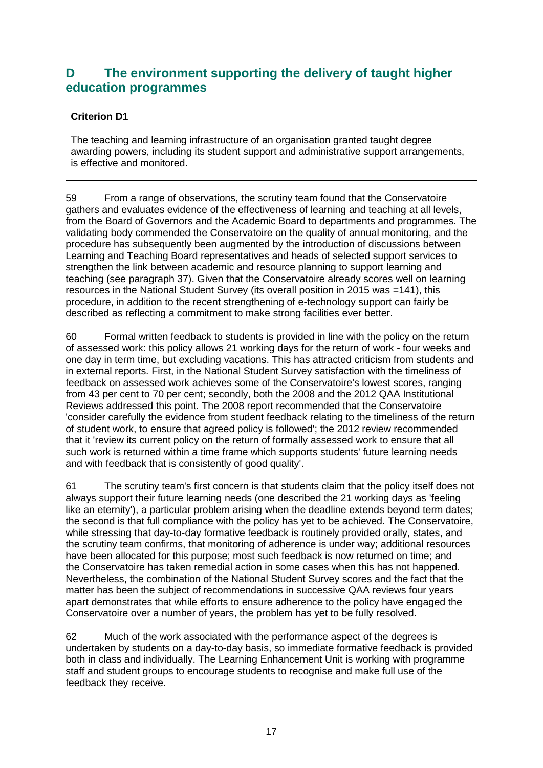## D The environment supporting the delivery of taught higher education programmes

**Criterion D1**

The teaching and learning infrastructure of an organisation granted taught degree awarding powers, including its student support and administrative support arrangements, is effective and monitored.

59 From a range of observations, the scrutiny team found that the Conservatoire gathers and evaluates evidence of the effectiveness of learning and teaching at all levels, from the Board of Governors and the Academic Board to departments and programmes. The validating body commended the Conservatoire on the quality of annual monitoring, and the procedure has subsequently been augmented by the introduction of discussions between Learning and Teaching Board representatives and heads of selected support services to strengthen the link between academic and resource planning to support learning and teaching (see paragraph 37). Given that the Conservatoire already scores well on learning resources in the National Student Survey (its overall position in 2015 was =141), this procedure, in addition to the recent strengthening of e-technology support can fairly be described as reflecting a commitment to make strong facilities ever better.

60 Formal written feedback to students is provided in line with the policy on the return of assessed work: this policy allows 21 working days for the return of work - four weeks and one day in term time, but excluding vacations. This has attracted criticism from students and in external reports. First, in the National Student Survey satisfaction with the timeliness of feedback on assessed work achieves some of the Conservatoire's lowest scores, ranging from 43 per cent to 70 per cent; secondly, both the 2008 and the 2012 QAA Institutional Reviews addressed this point. The 2008 report recommended that the Conservatoire 'consider carefully the evidence from student feedback relating to the timeliness of the return of student work, to ensure that agreed policy is followed'; the 2012 review recommended that it 'review its current policy on the return of formally assessed work to ensure that all such work is returned within a time frame which supports students' future learning needs and with feedback that is consistently of good quality'.

61 The scrutiny team's first concern is that students claim that the policy itself does not always support their future learning needs (one described the 21 working days as 'feeling like an eternity'), a particular problem arising when the deadline extends beyond term dates; the second is that full compliance with the policy has yet to be achieved. The Conservatoire, while stressing that day-to-day formative feedback is routinely provided orally, states, and the scrutiny team confirms, that monitoring of adherence is under way; additional resources have been allocated for this purpose; most such feedback is now returned on time; and the Conservatoire has taken remedial action in some cases when this has not happened. Nevertheless, the combination of the National Student Survey scores and the fact that the matter has been the subject of recommendations in successive QAA reviews four years apart demonstrates that while efforts to ensure adherence to the policy have engaged the Conservatoire over a number of years, the problem has yet to be fully resolved.

62 Much of the work associated with the performance aspect of the degrees is undertaken by students on a day-to-day basis, so immediate formative feedback is provided both in class and individually. The Learning Enhancement Unit is working with programme staff and student groups to encourage students to recognise and make full use of the feedback they receive.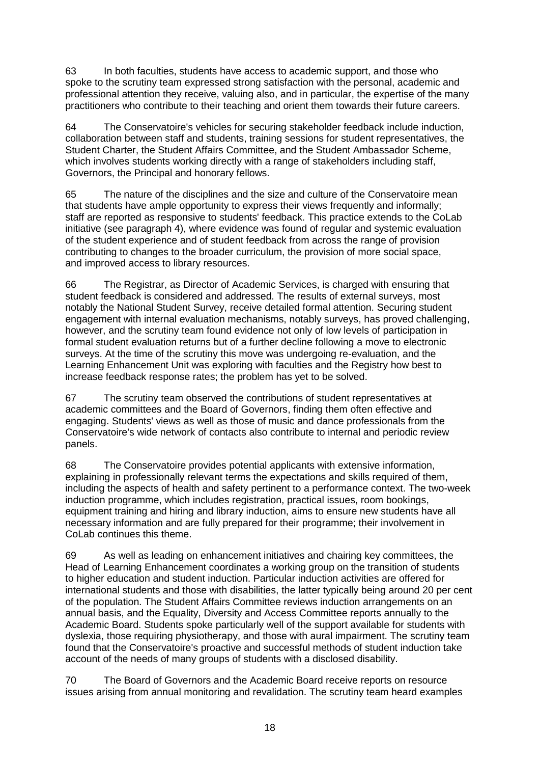63 In both faculties, students have access to academic support, and those who spoke to the scrutiny team expressed strong satisfaction with the personal, academic and professional attention they receive, valuing also, and in particular, the expertise of the many practitioners who contribute to their teaching and orient them towards their future careers.

64 The Conservatoire's vehicles for securing stakeholder feedback include induction, collaboration between staff and students, training sessions for student representatives, the Student Charter, the Student Affairs Committee, and the Student Ambassador Scheme, which involves students working directly with a range of stakeholders including staff, Governors, the Principal and honorary fellows.

65 The nature of the disciplines and the size and culture of the Conservatoire mean that students have ample opportunity to express their views frequently and informally; staff are reported as responsive to students' feedback. This practice extends to the CoLab initiative (see paragraph 4), where evidence was found of regular and systemic evaluation of the student experience and of student feedback from across the range of provision contributing to changes to the broader curriculum, the provision of more social space, and improved access to library resources.

66 The Registrar, as Director of Academic Services, is charged with ensuring that student feedback is considered and addressed. The results of external surveys, most notably the National Student Survey, receive detailed formal attention. Securing student engagement with internal evaluation mechanisms, notably surveys, has proved challenging, however, and the scrutiny team found evidence not only of low levels of participation in formal student evaluation returns but of a further decline following a move to electronic surveys. At the time of the scrutiny this move was undergoing re-evaluation, and the Learning Enhancement Unit was exploring with faculties and the Registry how best to increase feedback response rates; the problem has yet to be solved.

67 The scrutiny team observed the contributions of student representatives at academic committees and the Board of Governors, finding them often effective and engaging. Students' views as well as those of music and dance professionals from the Conservatoire's wide network of contacts also contribute to internal and periodic review panels.

68 The Conservatoire provides potential applicants with extensive information, explaining in professionally relevant terms the expectations and skills required of them, including the aspects of health and safety pertinent to a performance context. The two-week induction programme, which includes registration, practical issues, room bookings, equipment training and hiring and library induction, aims to ensure new students have all necessary information and are fully prepared for their programme; their involvement in CoLab continues this theme.

69 As well as leading on enhancement initiatives and chairing key committees, the Head of Learning Enhancement coordinates a working group on the transition of students to higher education and student induction. Particular induction activities are offered for international students and those with disabilities, the latter typically being around 20 per cent of the population. The Student Affairs Committee reviews induction arrangements on an annual basis, and the Equality, Diversity and Access Committee reports annually to the Academic Board. Students spoke particularly well of the support available for students with dyslexia, those requiring physiotherapy, and those with aural impairment. The scrutiny team found that the Conservatoire's proactive and successful methods of student induction take account of the needs of many groups of students with a disclosed disability.

70 The Board of Governors and the Academic Board receive reports on resource issues arising from annual monitoring and revalidation. The scrutiny team heard examples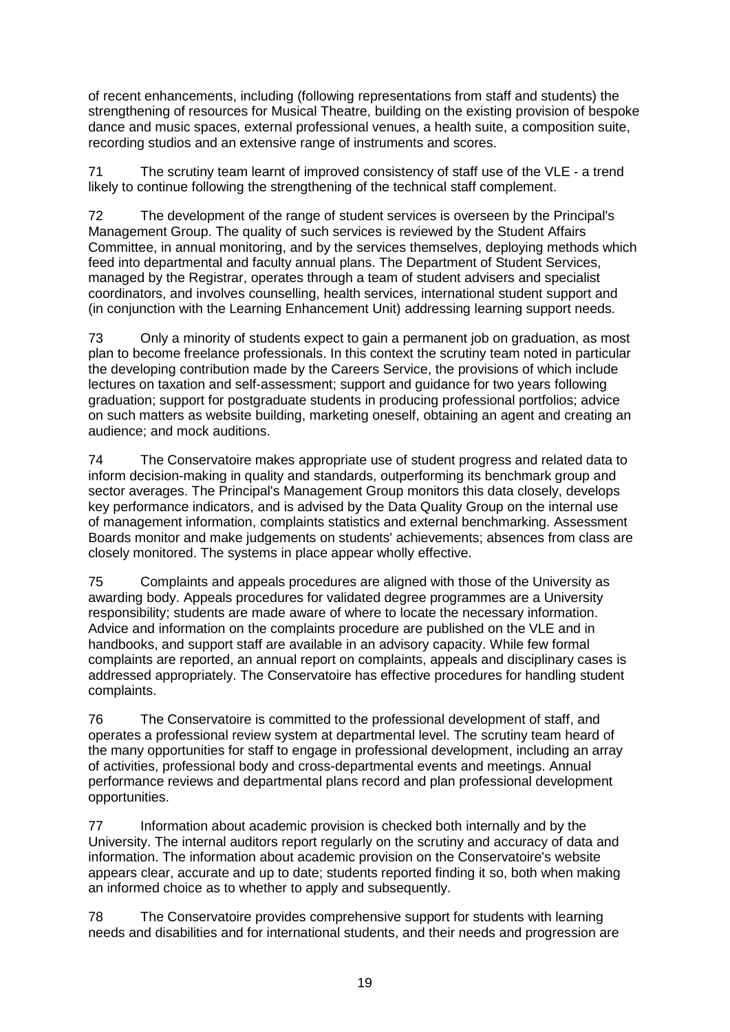of recent enhancements, including (following representations from staff and students) the strengthening of resources for Musical Theatre, building on the existing provision of bespoke dance and music spaces, external professional venues, a health suite, a composition suite, recording studios and an extensive range of instruments and scores.

71 The scrutiny team learnt of improved consistency of staff use of the VLE - a trend likely to continue following the strengthening of the technical staff complement.

72 The development of the range of student services is overseen by the Principal's Management Group. The quality of such services is reviewed by the Student Affairs Committee, in annual monitoring, and by the services themselves, deploying methods which feed into departmental and faculty annual plans. The Department of Student Services, managed by the Registrar, operates through a team of student advisers and specialist coordinators, and involves counselling, health services, international student support and (in conjunction with the Learning Enhancement Unit) addressing learning support needs.

73 Only a minority of students expect to gain a permanent job on graduation, as most plan to become freelance professionals. In this context the scrutiny team noted in particular the developing contribution made by the Careers Service, the provisions of which include lectures on taxation and self-assessment; support and guidance for two years following graduation; support for postgraduate students in producing professional portfolios; advice on such matters as website building, marketing oneself, obtaining an agent and creating an audience; and mock auditions.

74 The Conservatoire makes appropriate use of student progress and related data to inform decision-making in quality and standards, outperforming its benchmark group and sector averages. The Principal's Management Group monitors this data closely, develops key performance indicators, and is advised by the Data Quality Group on the internal use of management information, complaints statistics and external benchmarking. Assessment Boards monitor and make judgements on students' achievements; absences from class are closely monitored. The systems in place appear wholly effective.

75 Complaints and appeals procedures are aligned with those of the University as awarding body. Appeals procedures for validated degree programmes are a University responsibility; students are made aware of where to locate the necessary information. Advice and information on the complaints procedure are published on the VLE and in handbooks, and support staff are available in an advisory capacity. While few formal complaints are reported, an annual report on complaints, appeals and disciplinary cases is addressed appropriately. The Conservatoire has effective procedures for handling student complaints.

76 The Conservatoire is committed to the professional development of staff, and operates a professional review system at departmental level. The scrutiny team heard of the many opportunities for staff to engage in professional development, including an array of activities, professional body and cross-departmental events and meetings. Annual performance reviews and departmental plans record and plan professional development opportunities.

77 Information about academic provision is checked both internally and by the University. The internal auditors report regularly on the scrutiny and accuracy of data and information. The information about academic provision on the Conservatoire's website appears clear, accurate and up to date; students reported finding it so, both when making an informed choice as to whether to apply and subsequently.

78 The Conservatoire provides comprehensive support for students with learning needs and disabilities and for international students, and their needs and progression are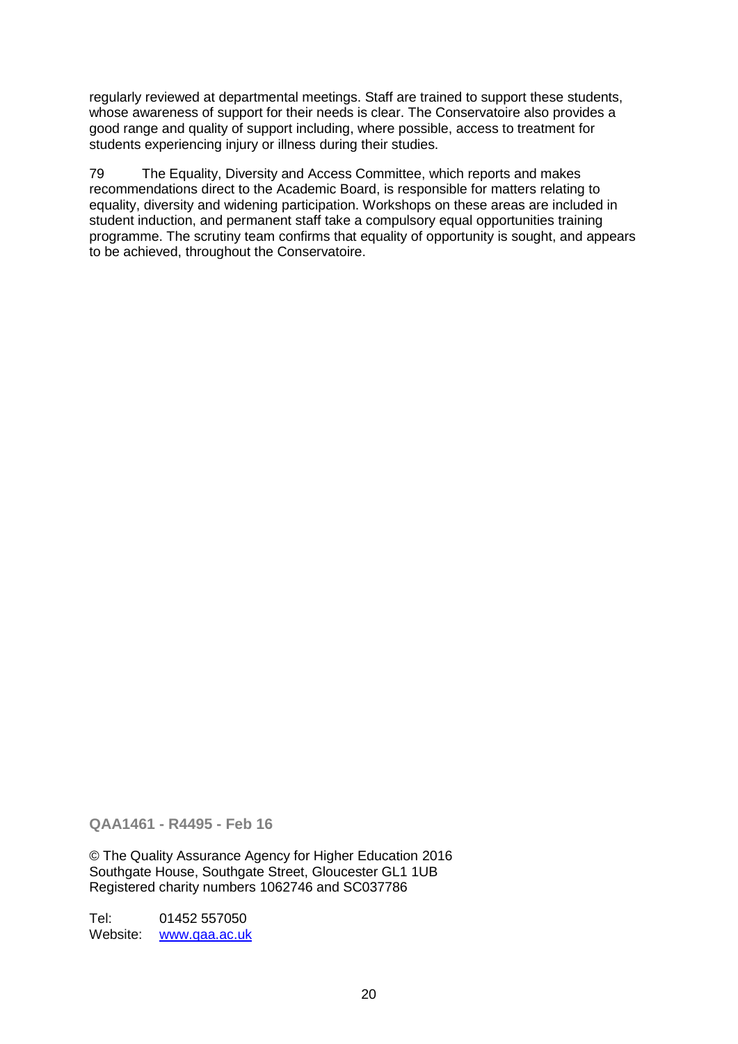regularly reviewed at departmental meetings. Staff are trained to support these students, whose awareness of support for their needs is clear. The Conservatoire also provides a good range and quality of support including, where possible, access to treatment for students experiencing injury or illness during their studies.

79 The Equality, Diversity and Access Committee, which reports and makes recommendations direct to the Academic Board, is responsible for matters relating to equality, diversity and widening participation. Workshops on these areas are included in student induction, and permanent staff take a compulsory equal opportunities training programme. The scrutiny team confirms that equality of opportunity is sought, and appears to be achieved, throughout the Conservatoire.

**QAA1461 - R4495 - Feb 16**

© The Quality Assurance Agency for Higher Education 2016
Southgate House, Southgate Street, Gloucester GL1 1UB
Registered charity numbers 1062746 and SC037786

Tel: 01452 557050
Website: [www.qaa.ac.uk](http://www.qaa.ac.uk)